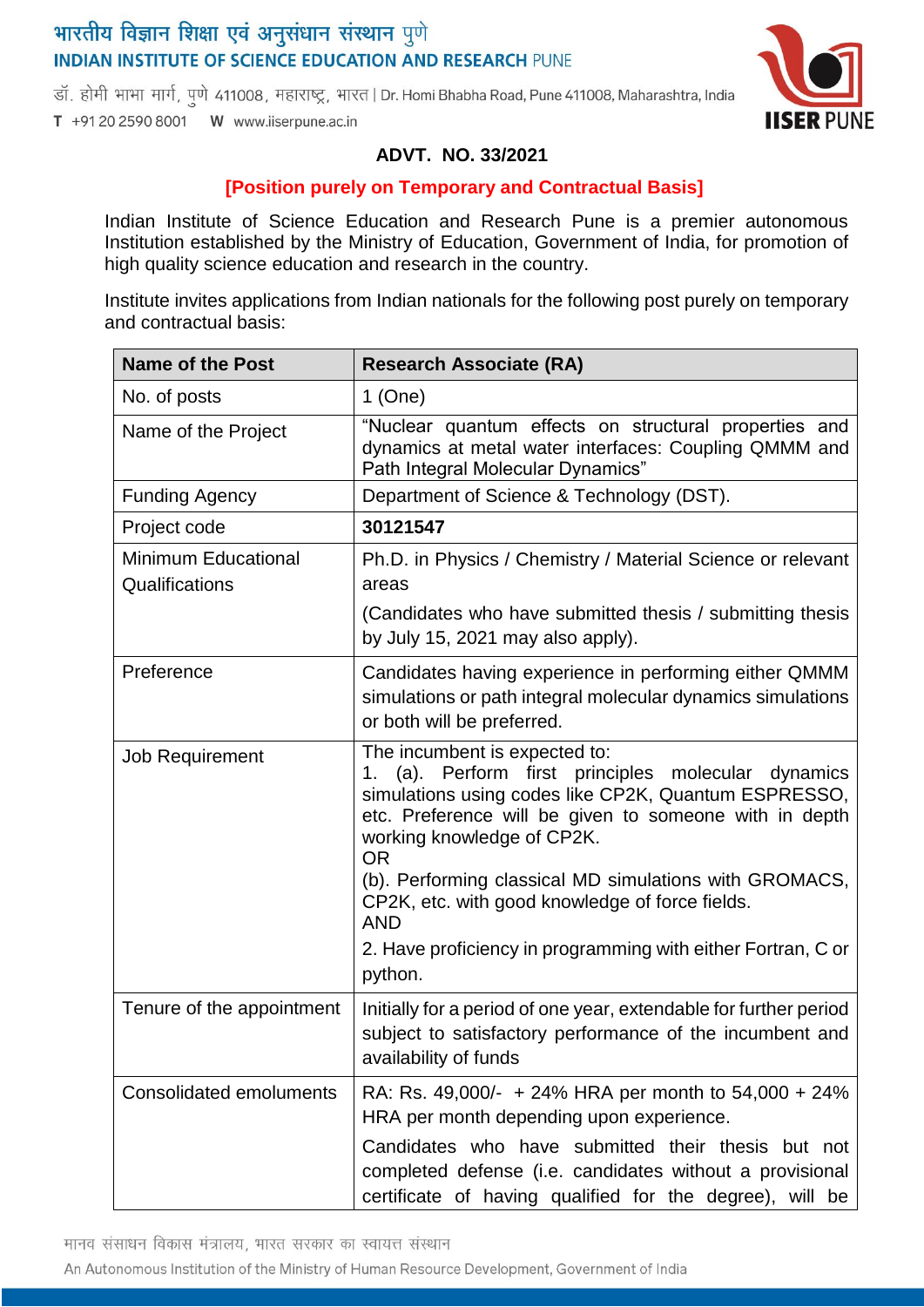भारतीय विज्ञान शिक्षा एवं अनुसंधान संस्थान पुणे
**INDIAN INSTITUTE OF SCIENCE EDUCATION AND RESEARCH PUNE**

डॉ. होमी भाभा मार्ग, पुणे 411008, महाराष्ट्र, भारत | Dr. Homi Bhabha Road, Pune 411008, Maharashtra, India

T +91 20 2590 8001 W www.iiserpune.ac.in

## ADVT. NO. 33/2021

**[Position purely on Temporary and Contractual Basis]**

Indian Institute of Science Education and Research Pune is a premier autonomous Institution established by the Ministry of Education, Government of India, for promotion of high quality science education and research in the country.

Institute invites applications from Indian nationals for the following post purely on temporary and contractual basis:

| **Name of the Post** | **Research Associate (RA)** |
|---|---|
| No. of posts | 1 (One) |
| Name of the Project | "Nuclear quantum effects on structural properties and dynamics at metal water interfaces: Coupling QMMM and Path Integral Molecular Dynamics" |
| Funding Agency | Department of Science & Technology (DST). |
| Project code | **30121547** |
| Minimum Educational Qualifications | Ph.D. in Physics / Chemistry / Material Science or relevant areas<br>(Candidates who have submitted thesis / submitting thesis by July 15, 2021 may also apply). |
| Preference | Candidates having experience in performing either QMMM simulations or path integral molecular dynamics simulations or both will be preferred. |
| Job Requirement | The incumbent is expected to:<br>1. (a). Perform first principles molecular dynamics simulations using codes like CP2K, Quantum ESPRESSO, etc. Preference will be given to someone with in depth working knowledge of CP2K.<br>OR<br>(b). Performing classical MD simulations with GROMACS, CP2K, etc. with good knowledge of force fields.<br>AND<br>2. Have proficiency in programming with either Fortran, C or python. |
| Tenure of the appointment | Initially for a period of one year, extendable for further period subject to satisfactory performance of the incumbent and availability of funds |
| Consolidated emoluments | RA: Rs. 49,000/- + 24% HRA per month to 54,000 + 24% HRA per month depending upon experience.<br>Candidates who have submitted their thesis but not completed defense (i.e. candidates without a provisional certificate of having qualified for the degree), will be |

मानव संसाधन विकास मंत्रालय, भारत सरकार का स्वायत्त संस्थान

An Autonomous Institution of the Ministry of Human Resource Development, Government of India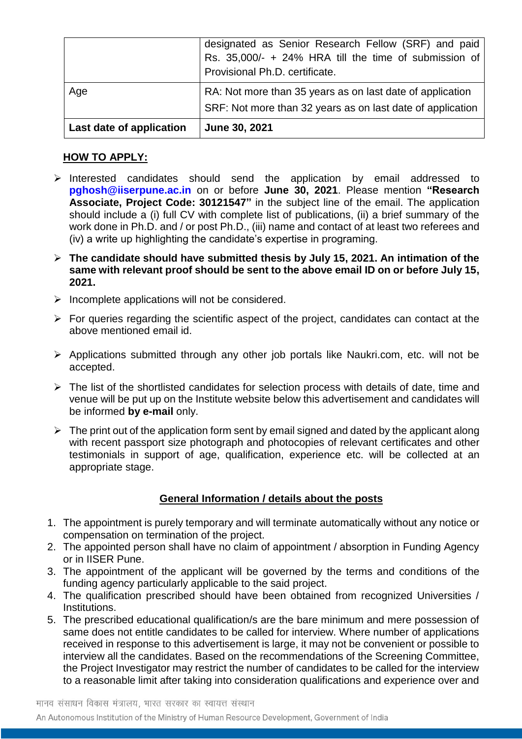| | |
|---|---|
| | designated as Senior Research Fellow (SRF) and paid Rs. 35,000/- + 24% HRA till the time of submission of Provisional Ph.D. certificate. |
| Age | RA: Not more than 35 years as on last date of application<br>SRF: Not more than 32 years as on last date of application |
| **Last date of application** | **June 30, 2021** |

**HOW TO APPLY:**

- Interested candidates should send the application by email addressed to **pghosh@iiserpune.ac.in** on or before **June 30, 2021**. Please mention **"Research Associate, Project Code: 30121547"** in the subject line of the email. The application should include a (i) full CV with complete list of publications, (ii) a brief summary of the work done in Ph.D. and / or post Ph.D., (iii) name and contact of at least two referees and (iv) a write up highlighting the candidate's expertise in programing.
- **The candidate should have submitted thesis by July 15, 2021. An intimation of the same with relevant proof should be sent to the above email ID on or before July 15, 2021.**
- Incomplete applications will not be considered.
- For queries regarding the scientific aspect of the project, candidates can contact at the above mentioned email id.
- Applications submitted through any other job portals like Naukri.com, etc. will not be accepted.
- The list of the shortlisted candidates for selection process with details of date, time and venue will be put up on the Institute website below this advertisement and candidates will be informed **by e-mail** only.
- The print out of the application form sent by email signed and dated by the applicant along with recent passport size photograph and photocopies of relevant certificates and other testimonials in support of age, qualification, experience etc. will be collected at an appropriate stage.

## General Information / details about the posts

1. The appointment is purely temporary and will terminate automatically without any notice or compensation on termination of the project.
2. The appointed person shall have no claim of appointment / absorption in Funding Agency or in IISER Pune.
3. The appointment of the applicant will be governed by the terms and conditions of the funding agency particularly applicable to the said project.
4. The qualification prescribed should have been obtained from recognized Universities / Institutions.
5. The prescribed educational qualification/s are the bare minimum and mere possession of same does not entitle candidates to be called for interview. Where number of applications received in response to this advertisement is large, it may not be convenient or possible to interview all the candidates. Based on the recommendations of the Screening Committee, the Project Investigator may restrict the number of candidates to be called for the interview to a reasonable limit after taking into consideration qualifications and experience over and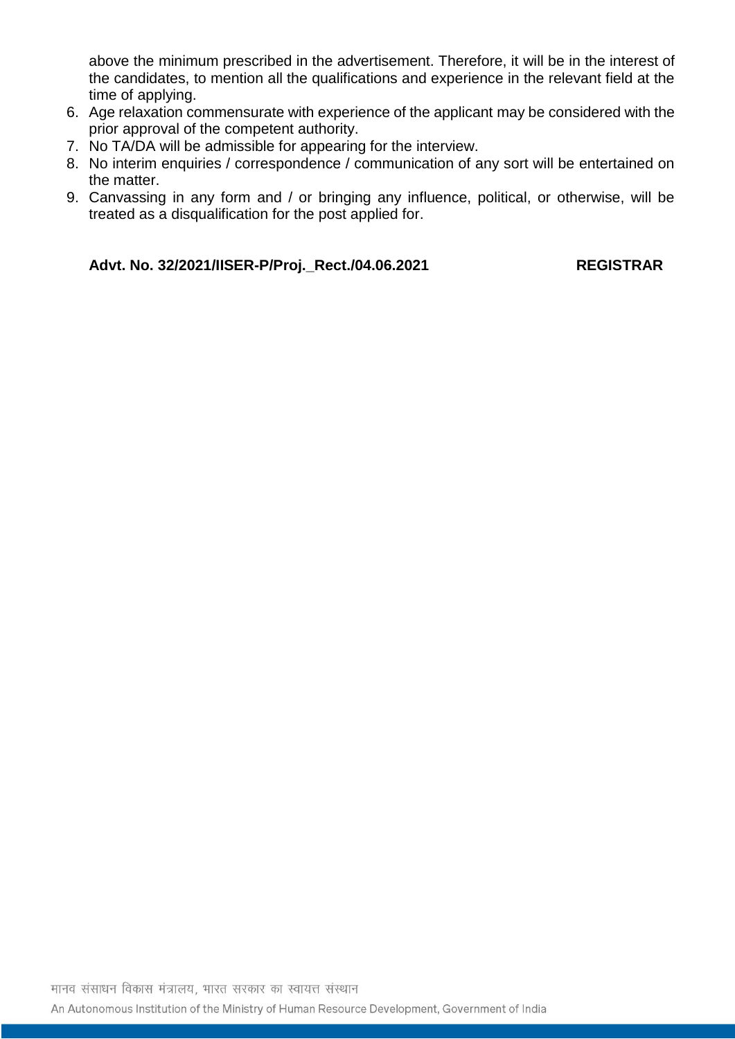above the minimum prescribed in the advertisement. Therefore, it will be in the interest of the candidates, to mention all the qualifications and experience in the relevant field at the time of applying.

6. Age relaxation commensurate with experience of the applicant may be considered with the prior approval of the competent authority.
7. No TA/DA will be admissible for appearing for the interview.
8. No interim enquiries / correspondence / communication of any sort will be entertained on the matter.
9. Canvassing in any form and / or bringing any influence, political, or otherwise, will be treated as a disqualification for the post applied for.

**Advt. No. 32/2021/IISER-P/Proj._Rect./04.06.2021** **REGISTRAR**